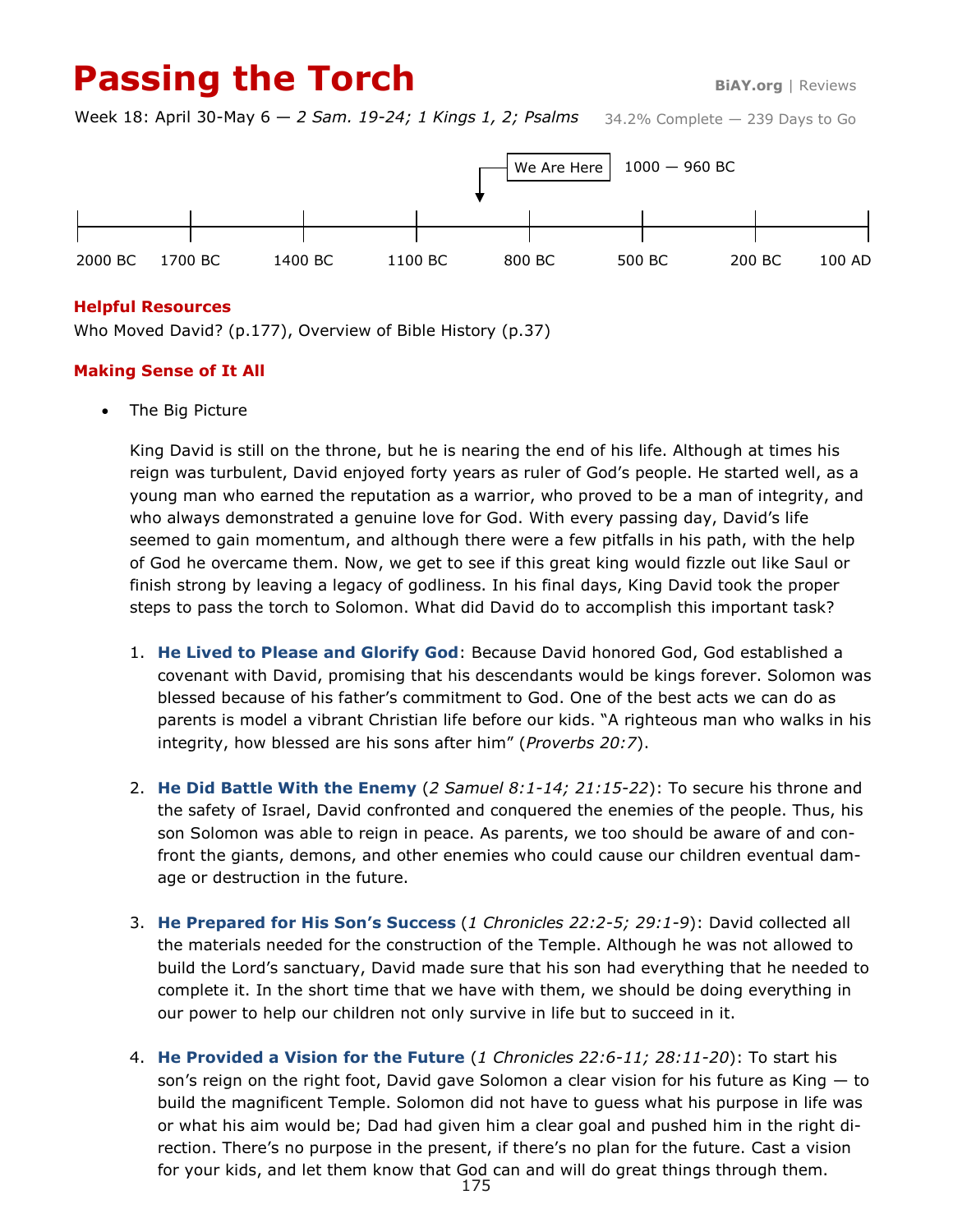# Passing the Torch

BiAY.org | Reviews

Week 18: April 30-May 6 — *2 Sam. 19-24; 1 Kings 1, 2; Psalms* 34.2% Complete — 239 Days to Go

We Are Here 1000 — 960 BC

2000 BC 1700 BC 1400 BC 1100 BC 800 BC 500 BC 200 BC 100 AD

## Helpful Resources

Who Moved David? (p.177), Overview of Bible History (p.37)

## Making Sense of It All

- The Big Picture

  King David is still on the throne, but he is nearing the end of his life. Although at times his reign was turbulent, David enjoyed forty years as ruler of God's people. He started well, as a young man who earned the reputation as a warrior, who proved to be a man of integrity, and who always demonstrated a genuine love for God. With every passing day, David's life seemed to gain momentum, and although there were a few pitfalls in his path, with the help of God he overcame them. Now, we get to see if this great king would fizzle out like Saul or finish strong by leaving a legacy of godliness. In his final days, King David took the proper steps to pass the torch to Solomon. What did David do to accomplish this important task?

  1. **He Lived to Please and Glorify God**: Because David honored God, God established a covenant with David, promising that his descendants would be kings forever. Solomon was blessed because of his father's commitment to God. One of the best acts we can do as parents is model a vibrant Christian life before our kids. "A righteous man who walks in his integrity, how blessed are his sons after him" (*Proverbs 20:7*).

  2. **He Did Battle With the Enemy** (*2 Samuel 8:1-14; 21:15-22*): To secure his throne and the safety of Israel, David confronted and conquered the enemies of the people. Thus, his son Solomon was able to reign in peace. As parents, we too should be aware of and confront the giants, demons, and other enemies who could cause our children eventual damage or destruction in the future.

  3. **He Prepared for His Son's Success** (*1 Chronicles 22:2-5; 29:1-9*): David collected all the materials needed for the construction of the Temple. Although he was not allowed to build the Lord's sanctuary, David made sure that his son had everything that he needed to complete it. In the short time that we have with them, we should be doing everything in our power to help our children not only survive in life but to succeed in it.

  4. **He Provided a Vision for the Future** (*1 Chronicles 22:6-11; 28:11-20*): To start his son's reign on the right foot, David gave Solomon a clear vision for his future as King — to build the magnificent Temple. Solomon did not have to guess what his purpose in life was or what his aim would be; Dad had given him a clear goal and pushed him in the right direction. There's no purpose in the present, if there's no plan for the future. Cast a vision for your kids, and let them know that God can and will do great things through them.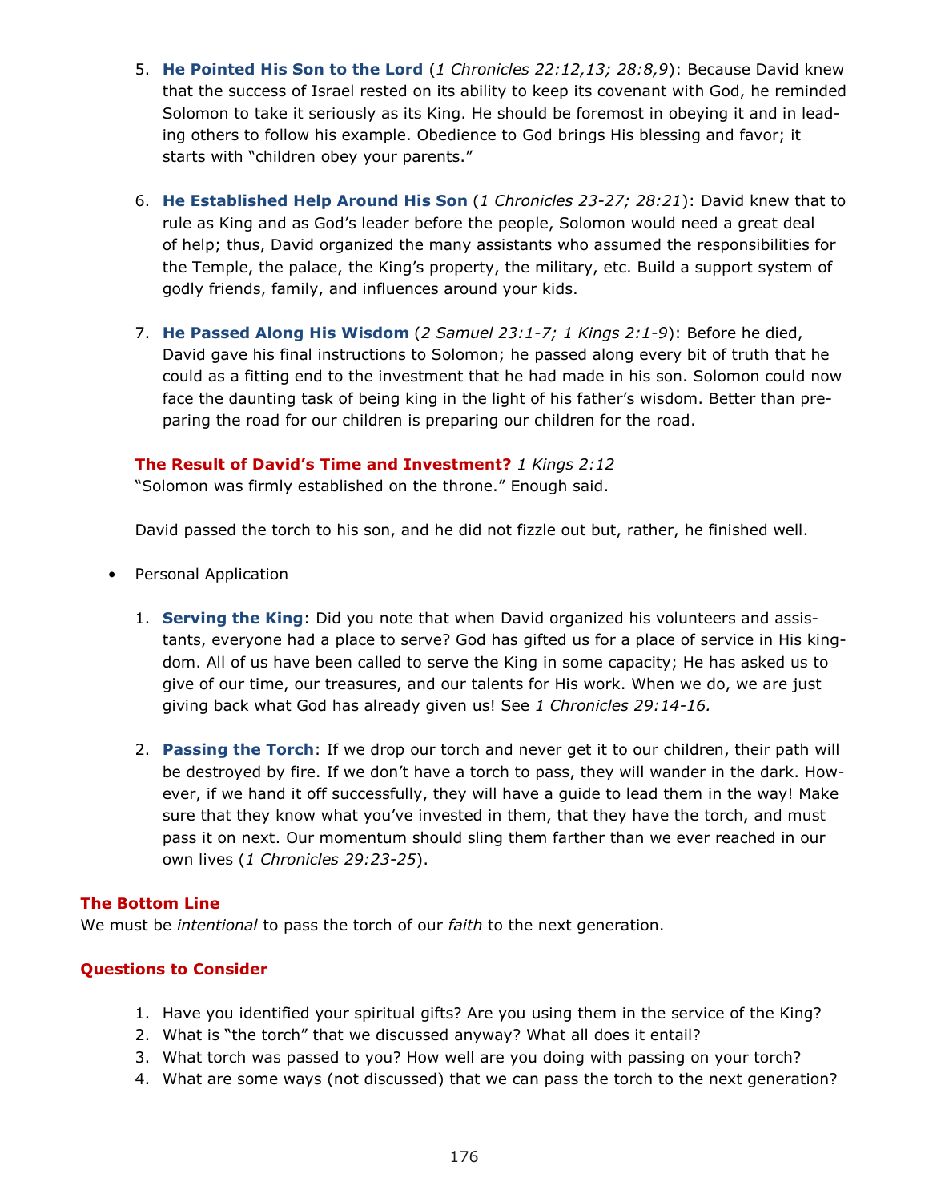5. **He Pointed His Son to the Lord** (*1 Chronicles 22:12,13; 28:8,9*): Because David knew that the success of Israel rested on its ability to keep its covenant with God, he reminded Solomon to take it seriously as its King. He should be foremost in obeying it and in leading others to follow his example. Obedience to God brings His blessing and favor; it starts with "children obey your parents."

6. **He Established Help Around His Son** (*1 Chronicles 23-27; 28:21*): David knew that to rule as King and as God's leader before the people, Solomon would need a great deal of help; thus, David organized the many assistants who assumed the responsibilities for the Temple, the palace, the King's property, the military, etc. Build a support system of godly friends, family, and influences around your kids.

7. **He Passed Along His Wisdom** (*2 Samuel 23:1-7; 1 Kings 2:1-9*): Before he died, David gave his final instructions to Solomon; he passed along every bit of truth that he could as a fitting end to the investment that he had made in his son. Solomon could now face the daunting task of being king in the light of his father's wisdom. Better than preparing the road for our children is preparing our children for the road.

**The Result of David's Time and Investment?** *1 Kings 2:12*
"Solomon was firmly established on the throne." Enough said.

David passed the torch to his son, and he did not fizzle out but, rather, he finished well.

- Personal Application

  1. **Serving the King**: Did you note that when David organized his volunteers and assistants, everyone had a place to serve? God has gifted us for a place of service in His kingdom. All of us have been called to serve the King in some capacity; He has asked us to give of our time, our treasures, and our talents for His work. When we do, we are just giving back what God has already given us! See *1 Chronicles 29:14-16.*

  2. **Passing the Torch**: If we drop our torch and never get it to our children, their path will be destroyed by fire. If we don't have a torch to pass, they will wander in the dark. However, if we hand it off successfully, they will have a guide to lead them in the way! Make sure that they know what you've invested in them, that they have the torch, and must pass it on next. Our momentum should sling them farther than we ever reached in our own lives (*1 Chronicles 29:23-25*).

**The Bottom Line**
We must be *intentional* to pass the torch of our *faith* to the next generation.

**Questions to Consider**

1. Have you identified your spiritual gifts? Are you using them in the service of the King?
2. What is "the torch" that we discussed anyway? What all does it entail?
3. What torch was passed to you? How well are you doing with passing on your torch?
4. What are some ways (not discussed) that we can pass the torch to the next generation?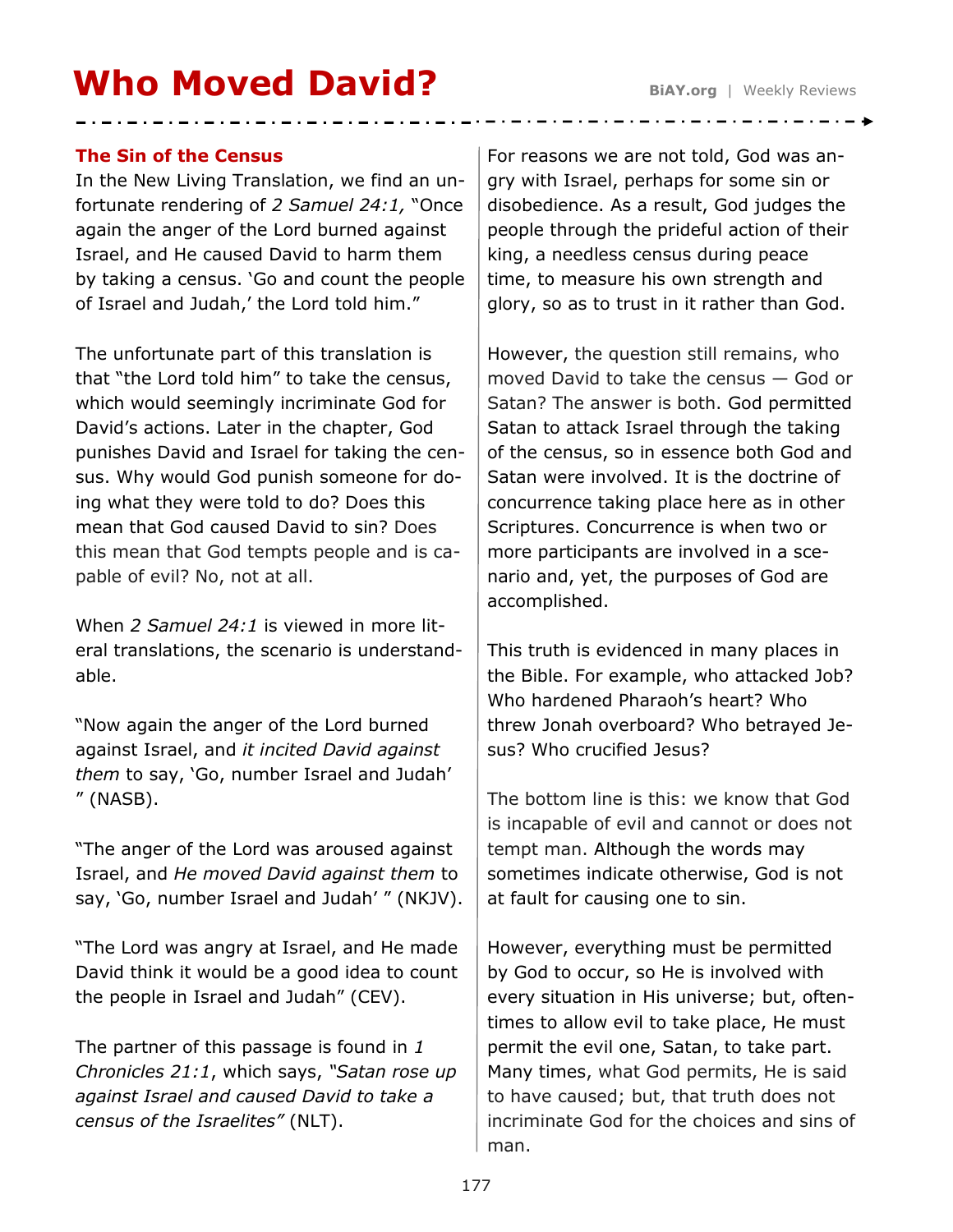# Who Moved David?

## The Sin of the Census

In the New Living Translation, we find an unfortunate rendering of *2 Samuel 24:1,* "Once again the anger of the Lord burned against Israel, and He caused David to harm them by taking a census. 'Go and count the people of Israel and Judah,' the Lord told him."

The unfortunate part of this translation is that "the Lord told him" to take the census, which would seemingly incriminate God for David's actions. Later in the chapter, God punishes David and Israel for taking the census. Why would God punish someone for doing what they were told to do? Does this mean that God caused David to sin? Does this mean that God tempts people and is capable of evil? No, not at all.

When *2 Samuel 24:1* is viewed in more literal translations, the scenario is understandable.

"Now again the anger of the Lord burned against Israel, and *it incited David against them* to say, 'Go, number Israel and Judah' " (NASB).

"The anger of the Lord was aroused against Israel, and *He moved David against them* to say, 'Go, number Israel and Judah' " (NKJV).

"The Lord was angry at Israel, and He made David think it would be a good idea to count the people in Israel and Judah" (CEV).

The partner of this passage is found in *1 Chronicles 21:1*, which says, *"Satan rose up against Israel and caused David to take a census of the Israelites"* (NLT).

For reasons we are not told, God was angry with Israel, perhaps for some sin or disobedience. As a result, God judges the people through the prideful action of their king, a needless census during peace time, to measure his own strength and glory, so as to trust in it rather than God.

However, the question still remains, who moved David to take the census — God or Satan? The answer is both. God permitted Satan to attack Israel through the taking of the census, so in essence both God and Satan were involved. It is the doctrine of concurrence taking place here as in other Scriptures. Concurrence is when two or more participants are involved in a scenario and, yet, the purposes of God are accomplished.

This truth is evidenced in many places in the Bible. For example, who attacked Job? Who hardened Pharaoh's heart? Who threw Jonah overboard? Who betrayed Jesus? Who crucified Jesus?

The bottom line is this: we know that God is incapable of evil and cannot or does not tempt man. Although the words may sometimes indicate otherwise, God is not at fault for causing one to sin.

However, everything must be permitted by God to occur, so He is involved with every situation in His universe; but, oftentimes to allow evil to take place, He must permit the evil one, Satan, to take part. Many times, what God permits, He is said to have caused; but, that truth does not incriminate God for the choices and sins of man.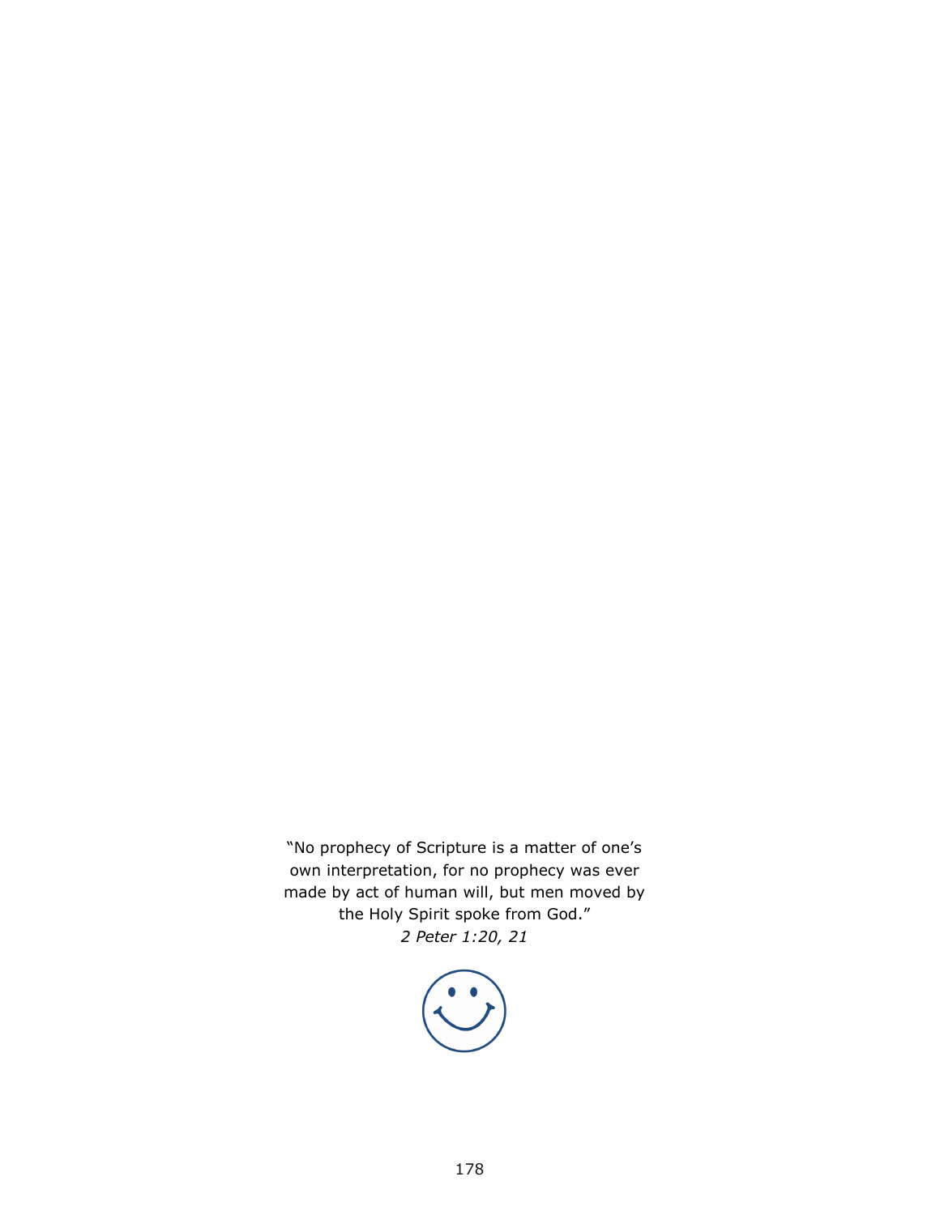"No prophecy of Scripture is a matter of one's own interpretation, for no prophecy was ever made by act of human will, but men moved by the Holy Spirit spoke from God."

*2 Peter 1:20, 21*